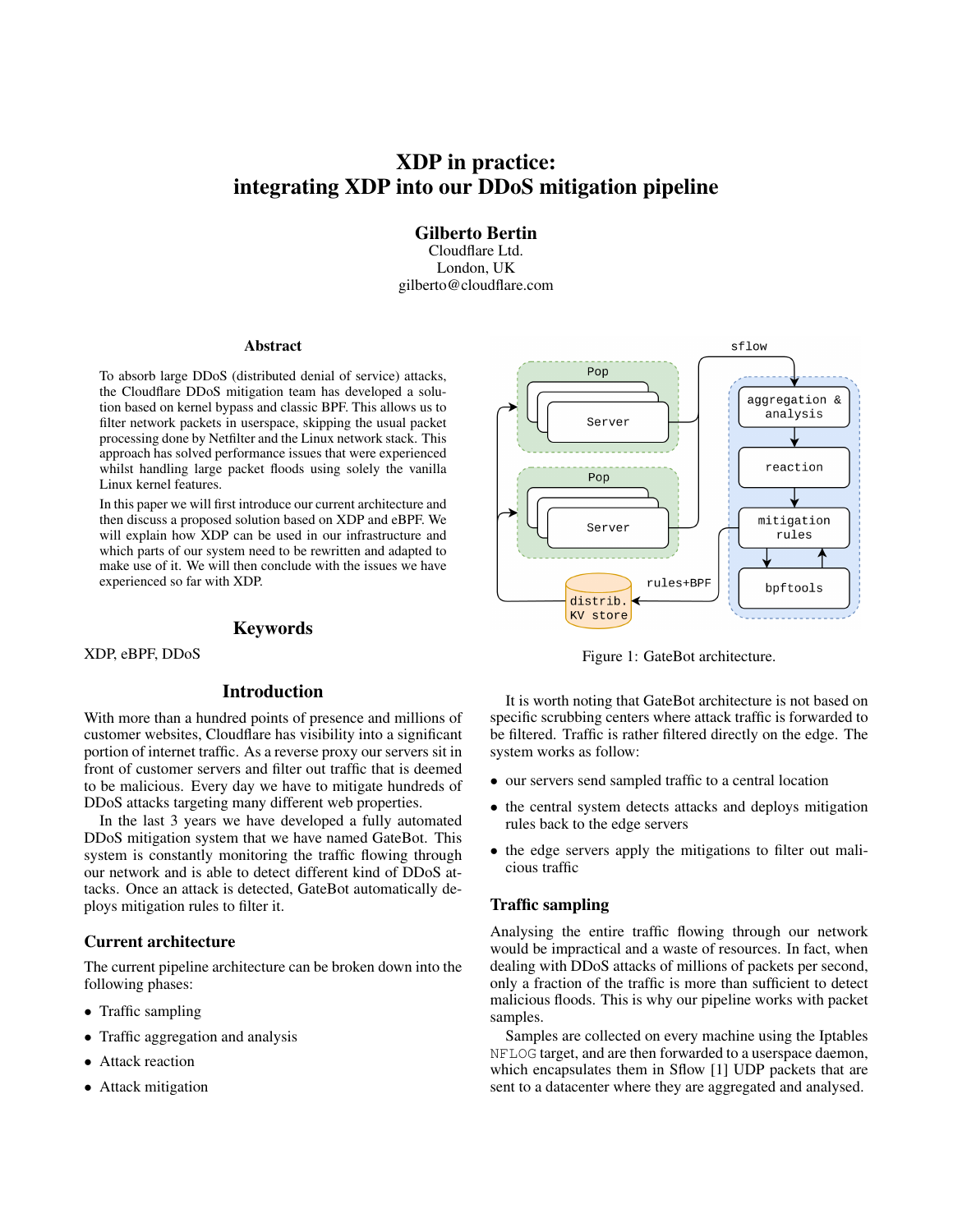# XDP in practice: integrating XDP into our DDoS mitigation pipeline

**Gilberto Bertin**
Cloudflare Ltd.
London, UK
gilberto@cloudflare.com

## Abstract

To absorb large DDoS (distributed denial of service) attacks, the Cloudflare DDoS mitigation team has developed a solution based on kernel bypass and classic BPF. This allows us to filter network packets in userspace, skipping the usual packet processing done by Netfilter and the Linux network stack. This approach has solved performance issues that were experienced whilst handling large packet floods using solely the vanilla Linux kernel features.

In this paper we will first introduce our current architecture and then discuss a proposed solution based on XDP and eBPF. We will explain how XDP can be used in our infrastructure and which parts of our system need to be rewritten and adapted to make use of it. We will then conclude with the issues we have experienced so far with XDP.

## Keywords

XDP, eBPF, DDoS

## Introduction

With more than a hundred points of presence and millions of customer websites, Cloudflare has visibility into a significant portion of internet traffic. As a reverse proxy our servers sit in front of customer servers and filter out traffic that is deemed to be malicious. Every day we have to mitigate hundreds of DDoS attacks targeting many different web properties.

In the last 3 years we have developed a fully automated DDoS mitigation system that we have named GateBot. This system is constantly monitoring the traffic flowing through our network and is able to detect different kind of DDoS attacks. Once an attack is detected, GateBot automatically deploys mitigation rules to filter it.

### Current architecture

The current pipeline architecture can be broken down into the following phases:

- Traffic sampling
- Traffic aggregation and analysis
- Attack reaction
- Attack mitigation

Figure 1: GateBot architecture.

It is worth noting that GateBot architecture is not based on specific scrubbing centers where attack traffic is forwarded to be filtered. Traffic is rather filtered directly on the edge. The system works as follow:

- our servers send sampled traffic to a central location
- the central system detects attacks and deploys mitigation rules back to the edge servers
- the edge servers apply the mitigations to filter out malicious traffic

### Traffic sampling

Analysing the entire traffic flowing through our network would be impractical and a waste of resources. In fact, when dealing with DDoS attacks of millions of packets per second, only a fraction of the traffic is more than sufficient to detect malicious floods. This is why our pipeline works with packet samples.

Samples are collected on every machine using the Iptables NFLOG target, and are then forwarded to a userspace daemon, which encapsulates them in Sflow [1] UDP packets that are sent to a datacenter where they are aggregated and analysed.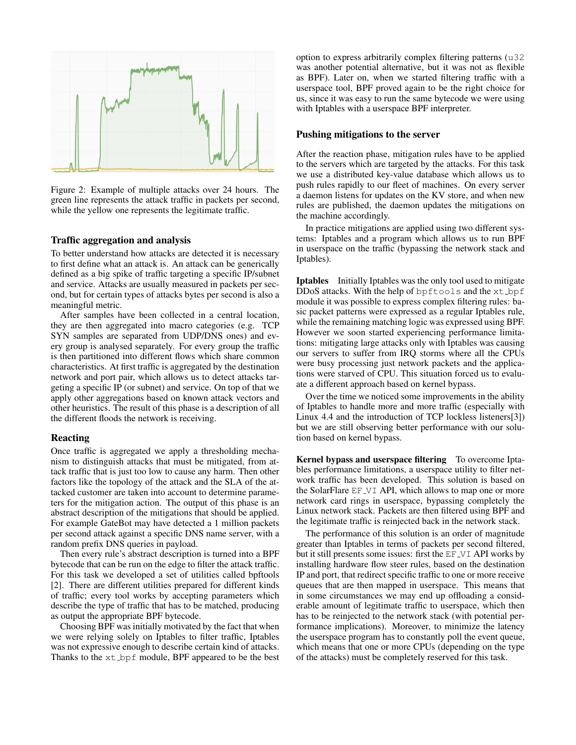Figure 2: Example of multiple attacks over 24 hours. The green line represents the attack traffic in packets per second, while the yellow one represents the legitimate traffic.

### Traffic aggregation and analysis

To better understand how attacks are detected it is necessary to first define what an attack is. An attack can be generically defined as a big spike of traffic targeting a specific IP/subnet and service. Attacks are usually measured in packets per second, but for certain types of attacks bytes per second is also a meaningful metric.

After samples have been collected in a central location, they are then aggregated into macro categories (e.g. TCP SYN samples are separated from UDP/DNS ones) and every group is analysed separately. For every group the traffic is then partitioned into different flows which share common characteristics. At first traffic is aggregated by the destination network and port pair, which allows us to detect attacks targeting a specific IP (or subnet) and service. On top of that we apply other aggregations based on known attack vectors and other heuristics. The result of this phase is a description of all the different floods the network is receiving.

### Reacting

Once traffic is aggregated we apply a thresholding mechanism to distinguish attacks that must be mitigated, from attack traffic that is just too low to cause any harm. Then other factors like the topology of the attack and the SLA of the attacked customer are taken into account to determine parameters for the mitigation action. The output of this phase is an abstract description of the mitigations that should be applied. For example GateBot may have detected a 1 million packets per second attack against a specific DNS name server, with a random prefix DNS queries in payload.

Then every rule's abstract description is turned into a BPF bytecode that can be run on the edge to filter the attack traffic. For this task we developed a set of utilities called bpftools [2]. There are different utilities prepared for different kinds of traffic; every tool works by accepting parameters which describe the type of traffic that has to be matched, producing as output the appropriate BPF bytecode.

Choosing BPF was initially motivated by the fact that when we were relying solely on Iptables to filter traffic, Iptables was not expressive enough to describe certain kind of attacks. Thanks to the `xt_bpf` module, BPF appeared to be the best option to express arbitrarily complex filtering patterns (`u32` was another potential alternative, but it was not as flexible as BPF). Later on, when we started filtering traffic with a userspace tool, BPF proved again to be the right choice for us, since it was easy to run the same bytecode we were using with Iptables with a userspace BPF interpreter.

### Pushing mitigations to the server

After the reaction phase, mitigation rules have to be applied to the servers which are targeted by the attacks. For this task we use a distributed key-value database which allows us to push rules rapidly to our fleet of machines. On every server a daemon listens for updates on the KV store, and when new rules are published, the daemon updates the mitigations on the machine accordingly.

In practice mitigations are applied using two different systems: Iptables and a program which allows us to run BPF in userspace on the traffic (bypassing the network stack and Iptables).

**Iptables** Initially Iptables was the only tool used to mitigate DDoS attacks. With the help of `bpftools` and the `xt_bpf` module it was possible to express complex filtering rules: basic packet patterns were expressed as a regular Iptables rule, while the remaining matching logic was expressed using BPF. However we soon started experiencing performance limitations: mitigating large attacks only with Iptables was causing our servers to suffer from IRQ storms where all the CPUs were busy processing just network packets and the applications were starved of CPU. This situation forced us to evaluate a different approach based on kernel bypass.

Over the time we noticed some improvements in the ability of Iptables to handle more and more traffic (especially with Linux 4.4 and the introduction of TCP lockless listeners[3]) but we are still observing better performance with our solution based on kernel bypass.

**Kernel bypass and userspace filtering** To overcome Iptables performance limitations, a userspace utility to filter network traffic has been developed. This solution is based on the SolarFlare `EF_VI` API, which allows to map one or more network card rings in userspace, bypassing completely the Linux network stack. Packets are then filtered using BPF and the legitimate traffic is reinjected back in the network stack.

The performance of this solution is an order of magnitude greater than Iptables in terms of packets per second filtered, but it still presents some issues: first the `EF_VI` API works by installing hardware flow steer rules, based on the destination IP and port, that redirect specific traffic to one or more receive queues that are then mapped in userspace. This means that in some circumstances we may end up offloading a considerable amount of legitimate traffic to userspace, which then has to be reinjected to the network stack (with potential performance implications). Moreover, to minimize the latency the userspace program has to constantly poll the event queue, which means that one or more CPUs (depending on the type of the attacks) must be completely reserved for this task.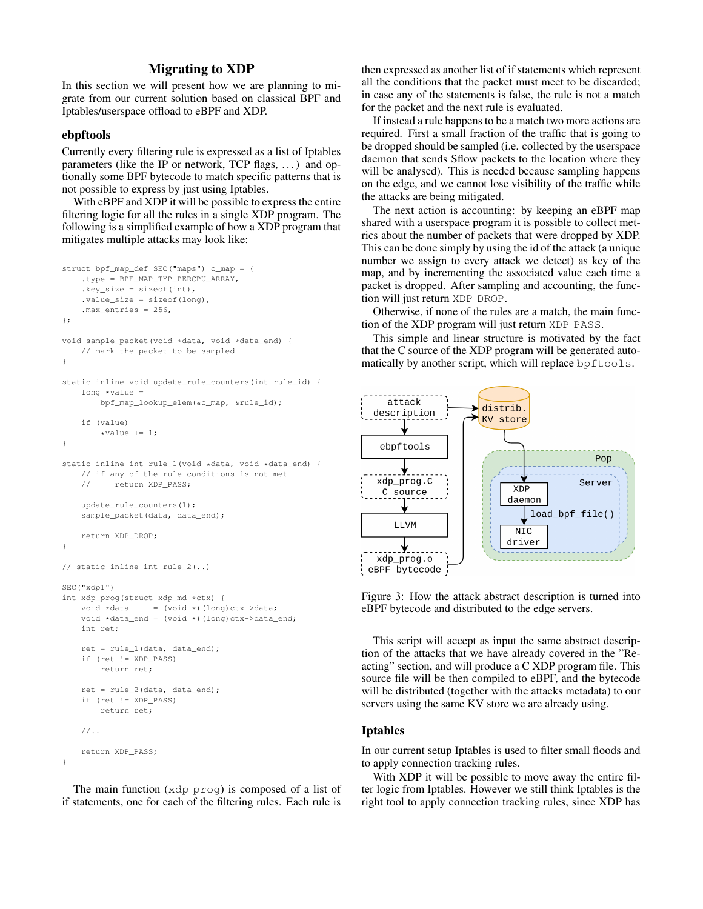## Migrating to XDP

In this section we will present how we are planning to migrate from our current solution based on classical BPF and Iptables/userspace offload to eBPF and XDP.

### ebpftools

Currently every filtering rule is expressed as a list of Iptables parameters (like the IP or network, TCP flags, ...) and optionally some BPF bytecode to match specific patterns that is not possible to express by just using Iptables.

With eBPF and XDP it will be possible to express the entire filtering logic for all the rules in a single XDP program. The following is a simplified example of how a XDP program that mitigates multiple attacks may look like:

```
struct bpf_map_def SEC("maps") c_map = {
    .type = BPF_MAP_TYP_PERCPU_ARRAY,
    .key_size = sizeof(int),
    .value_size = sizeof(long),
    .max_entries = 256,
};

void sample_packet(void *data, void *data_end) {
    // mark the packet to be sampled
}

static inline void update_rule_counters(int rule_id) {
    long *value =
        bpf_map_lookup_elem(&c_map, &rule_id);

    if (value)
        *value += 1;
}

static inline int rule_1(void *data, void *data_end) {
    // if any of the rule conditions is not met
    //     return XDP_PASS;

    update_rule_counters(1);
    sample_packet(data, data_end);

    return XDP_DROP;
}

// static inline int rule_2(..)

SEC("xdp1")
int xdp_prog(struct xdp_md *ctx) {
    void *data     = (void *)(long)ctx->data;
    void *data_end = (void *)(long)ctx->data_end;
    int ret;

    ret = rule_1(data, data_end);
    if (ret != XDP_PASS)
        return ret;

    ret = rule_2(data, data_end);
    if (ret != XDP_PASS)
        return ret;

    //..

    return XDP_PASS;
}
```

The main function (xdp_prog) is composed of a list of if statements, one for each of the filtering rules. Each rule is then expressed as another list of if statements which represent all the conditions that the packet must meet to be discarded; in case any of the statements is false, the rule is not a match for the packet and the next rule is evaluated.

If instead a rule happens to be a match two more actions are required. First a small fraction of the traffic that is going to be dropped should be sampled (i.e. collected by the userspace daemon that sends Sflow packets to the location where they will be analysed). This is needed because sampling happens on the edge, and we cannot lose visibility of the traffic while the attacks are being mitigated.

The next action is accounting: by keeping an eBPF map shared with a userspace program it is possible to collect metrics about the number of packets that were dropped by XDP. This can be done simply by using the id of the attack (a unique number we assign to every attack we detect) as key of the map, and by incrementing the associated value each time a packet is dropped. After sampling and accounting, the function will just return XDP_DROP.

Otherwise, if none of the rules are a match, the main function of the XDP program will just return XDP_PASS.

This simple and linear structure is motivated by the fact that the C source of the XDP program will be generated automatically by another script, which will replace bpftools.

Figure 3: How the attack abstract description is turned into eBPF bytecode and distributed to the edge servers.

This script will accept as input the same abstract description of the attacks that we have already covered in the "Reacting" section, and will produce a C XDP program file. This source file will be then compiled to eBPF, and the bytecode will be distributed (together with the attacks metadata) to our servers using the same KV store we are already using.

### Iptables

In our current setup Iptables is used to filter small floods and to apply connection tracking rules.

With XDP it will be possible to move away the entire filter logic from Iptables. However we still think Iptables is the right tool to apply connection tracking rules, since XDP has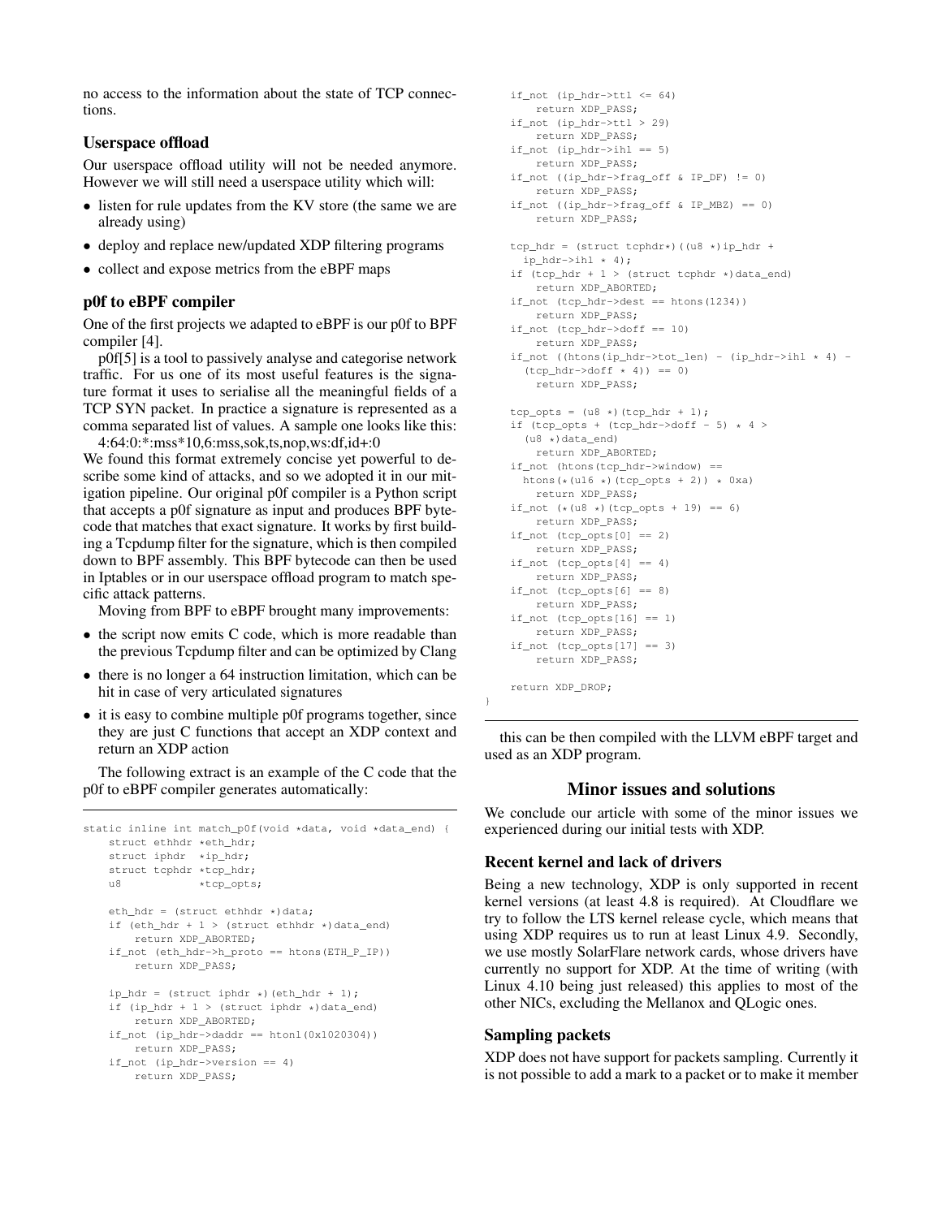no access to the information about the state of TCP connections.

### Userspace offload

Our userspace offload utility will not be needed anymore. However we will still need a userspace utility which will:

- listen for rule updates from the KV store (the same we are already using)
- deploy and replace new/updated XDP filtering programs
- collect and expose metrics from the eBPF maps

### p0f to eBPF compiler

One of the first projects we adapted to eBPF is our p0f to BPF compiler [4].

p0f[5] is a tool to passively analyse and categorise network traffic. For us one of its most useful features is the signature format it uses to serialise all the meaningful fields of a TCP SYN packet. In practice a signature is represented as a comma separated list of values. A sample one looks like this:

4:64:0:*:mss*10,6:mss,sok,ts,nop,ws:df,id+:0

We found this format extremely concise yet powerful to describe some kind of attacks, and so we adopted it in our mitigation pipeline. Our original p0f compiler is a Python script that accepts a p0f signature as input and produces BPF bytecode that matches that exact signature. It works by first building a Tcpdump filter for the signature, which is then compiled down to BPF assembly. This BPF bytecode can then be used in Iptables or in our userspace offload program to match specific attack patterns.

Moving from BPF to eBPF brought many improvements:

- the script now emits C code, which is more readable than the previous Tcpdump filter and can be optimized by Clang
- there is no longer a 64 instruction limitation, which can be hit in case of very articulated signatures
- it is easy to combine multiple p0f programs together, since they are just C functions that accept an XDP context and return an XDP action

The following extract is an example of the C code that the p0f to eBPF compiler generates automatically:

```
static inline int match_p0f(void *data, void *data_end) {
    struct ethhdr *eth_hdr;
    struct iphdr  *ip_hdr;
    struct tcphdr *tcp_hdr;
    u8            *tcp_opts;

    eth_hdr = (struct ethhdr *)data;
    if (eth_hdr + 1 > (struct ethhdr *)data_end)
        return XDP_ABORTED;
    if_not (eth_hdr->h_proto == htons(ETH_P_IP))
        return XDP_PASS;

    ip_hdr = (struct iphdr *)(eth_hdr + 1);
    if (ip_hdr + 1 > (struct iphdr *)data_end)
        return XDP_ABORTED;
    if_not (ip_hdr->daddr == htonl(0x1020304))
        return XDP_PASS;
    if_not (ip_hdr->version == 4)
        return XDP_PASS;
    if_not (ip_hdr->ttl <= 64)
        return XDP_PASS;
    if_not (ip_hdr->ttl > 29)
        return XDP_PASS;
    if_not (ip_hdr->ihl == 5)
        return XDP_PASS;
    if_not ((ip_hdr->frag_off & IP_DF) != 0)
        return XDP_PASS;
    if_not ((ip_hdr->frag_off & IP_MBZ) == 0)
        return XDP_PASS;

    tcp_hdr = (struct tcphdr*)((u8 *)ip_hdr +
      ip_hdr->ihl * 4);
    if (tcp_hdr + 1 > (struct tcphdr *)data_end)
        return XDP_ABORTED;
    if_not (tcp_hdr->dest == htons(1234))
        return XDP_PASS;
    if_not (tcp_hdr->doff == 10)
        return XDP_PASS;
    if_not ((htons(ip_hdr->tot_len) - (ip_hdr->ihl * 4) -
      (tcp_hdr->doff * 4)) == 0)
        return XDP_PASS;

    tcp_opts = (u8 *)(tcp_hdr + 1);
    if (tcp_opts + (tcp_hdr->doff - 5) * 4 >
      (u8 *)data_end)
        return XDP_ABORTED;
    if_not (htons(tcp_hdr->window) ==
      htons(*(u16 *)(tcp_opts + 2)) * 0xa)
        return XDP_PASS;
    if_not (*(u8 *)(tcp_opts + 19) == 6)
        return XDP_PASS;
    if_not (tcp_opts[0] == 2)
        return XDP_PASS;
    if_not (tcp_opts[4] == 4)
        return XDP_PASS;
    if_not (tcp_opts[6] == 8)
        return XDP_PASS;
    if_not (tcp_opts[16] == 1)
        return XDP_PASS;
    if_not (tcp_opts[17] == 3)
        return XDP_PASS;

    return XDP_DROP;
}
```

this can be then compiled with the LLVM eBPF target and used as an XDP program.

## Minor issues and solutions

We conclude our article with some of the minor issues we experienced during our initial tests with XDP.

### Recent kernel and lack of drivers

Being a new technology, XDP is only supported in recent kernel versions (at least 4.8 is required). At Cloudflare we try to follow the LTS kernel release cycle, which means that using XDP requires us to run at least Linux 4.9. Secondly, we use mostly SolarFlare network cards, whose drivers have currently no support for XDP. At the time of writing (with Linux 4.10 being just released) this applies to most of the other NICs, excluding the Mellanox and QLogic ones.

### Sampling packets

XDP does not have support for packets sampling. Currently it is not possible to add a mark to a packet or to make it member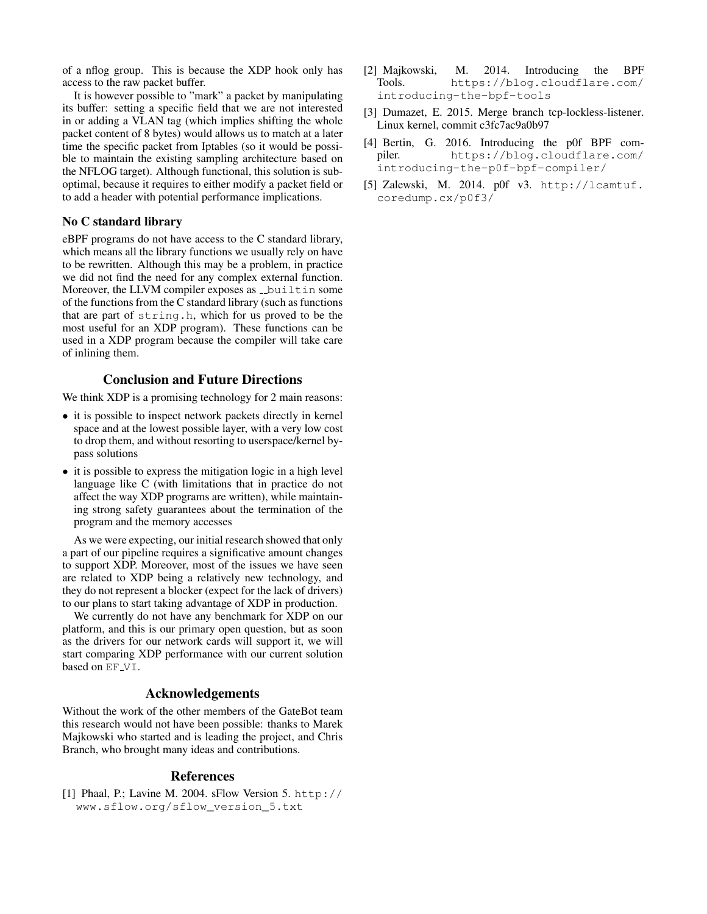of a nflog group. This is because the XDP hook only has access to the raw packet buffer.

It is however possible to "mark" a packet by manipulating its buffer: setting a specific field that we are not interested in or adding a VLAN tag (which implies shifting the whole packet content of 8 bytes) would allows us to match at a later time the specific packet from Iptables (so it would be possible to maintain the existing sampling architecture based on the NFLOG target). Although functional, this solution is suboptimal, because it requires to either modify a packet field or to add a header with potential performance implications.

### No C standard library

eBPF programs do not have access to the C standard library, which means all the library functions we usually rely on have to be rewritten. Although this may be a problem, in practice we did not find the need for any complex external function. Moreover, the LLVM compiler exposes as `__builtin` some of the functions from the C standard library (such as functions that are part of `string.h`, which for us proved to be the most useful for an XDP program). These functions can be used in a XDP program because the compiler will take care of inlining them.

## Conclusion and Future Directions

We think XDP is a promising technology for 2 main reasons:

- it is possible to inspect network packets directly in kernel space and at the lowest possible layer, with a very low cost to drop them, and without resorting to userspace/kernel bypass solutions
- it is possible to express the mitigation logic in a high level language like C (with limitations that in practice do not affect the way XDP programs are written), while maintaining strong safety guarantees about the termination of the program and the memory accesses

As we were expecting, our initial research showed that only a part of our pipeline requires a significative amount changes to support XDP. Moreover, most of the issues we have seen are related to XDP being a relatively new technology, and they do not represent a blocker (expect for the lack of drivers) to our plans to start taking advantage of XDP in production.

We currently do not have any benchmark for XDP on our platform, and this is our primary open question, but as soon as the drivers for our network cards will support it, we will start comparing XDP performance with our current solution based on `EF_VI`.

## Acknowledgements

Without the work of the other members of the GateBot team this research would not have been possible: thanks to Marek Majkowski who started and is leading the project, and Chris Branch, who brought many ideas and contributions.

## References

[1] Phaal, P.; Lavine M. 2004. sFlow Version 5. http://www.sflow.org/sflow_version_5.txt

[2] Majkowski, M. 2014. Introducing the BPF Tools. https://blog.cloudflare.com/introducing-the-bpf-tools

[3] Dumazet, E. 2015. Merge branch tcp-lockless-listener. Linux kernel, commit c3fc7ac9a0b97

[4] Bertin, G. 2016. Introducing the p0f BPF compiler. https://blog.cloudflare.com/introducing-the-p0f-bpf-compiler/

[5] Zalewski, M. 2014. p0f v3. http://lcamtuf.coredump.cx/p0f3/